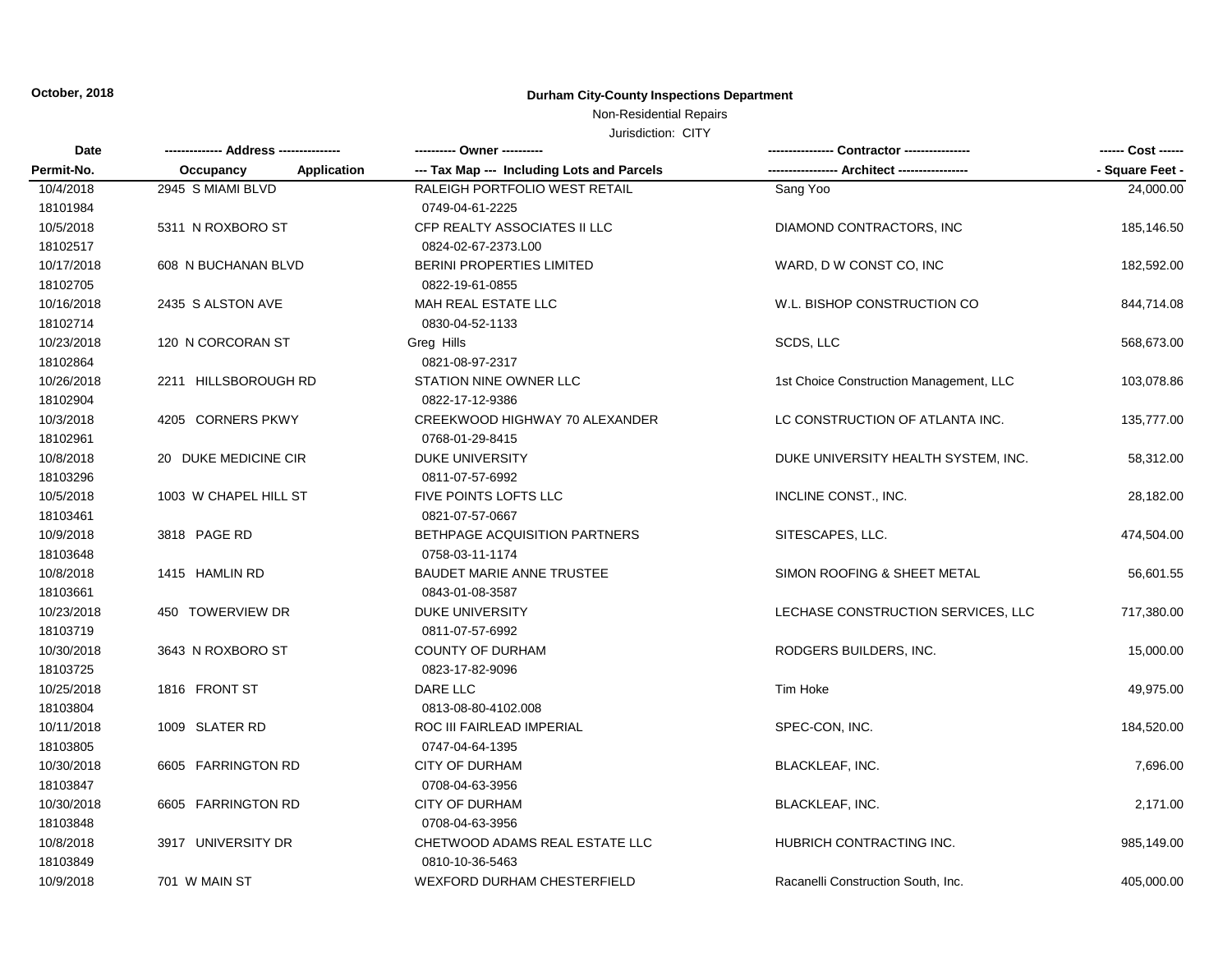October, 2018

**Durham City-County Inspections Department**

Non-Residential Repairs

Jurisdiction: CITY

| Date<br>Permit-No. | ------------- Address --------------<br>Occupancy Application | ---------- Owner ----------<br>--- Tax Map --- Including Lots and Parcels | ---------------- Contractor ----------------<br>----------------- Architect ----------------- | ------ Cost ------<br>- Square Feet - |
|---|---|---|---|---|
| 10/4/2018<br>18101984 | 2945 S MIAMI BLVD | RALEIGH PORTFOLIO WEST RETAIL<br>0749-04-61-2225 | Sang Yoo | 24,000.00 |
| 10/5/2018<br>18102517 | 5311 N ROXBORO ST | CFP REALTY ASSOCIATES II LLC<br>0824-02-67-2373.L00 | DIAMOND CONTRACTORS, INC | 185,146.50 |
| 10/17/2018<br>18102705 | 608 N BUCHANAN BLVD | BERINI PROPERTIES LIMITED<br>0822-19-61-0855 | WARD, D W CONST CO, INC | 182,592.00 |
| 10/16/2018<br>18102714 | 2435 S ALSTON AVE | MAH REAL ESTATE LLC<br>0830-04-52-1133 | W.L. BISHOP CONSTRUCTION CO | 844,714.08 |
| 10/23/2018<br>18102864 | 120 N CORCORAN ST | Greg Hills<br>0821-08-97-2317 | SCDS, LLC | 568,673.00 |
| 10/26/2018<br>18102904 | 2211 HILLSBOROUGH RD | STATION NINE OWNER LLC<br>0822-17-12-9386 | 1st Choice Construction Management, LLC | 103,078.86 |
| 10/3/2018<br>18102961 | 4205 CORNERS PKWY | CREEKWOOD HIGHWAY 70 ALEXANDER<br>0768-01-29-8415 | LC CONSTRUCTION OF ATLANTA INC. | 135,777.00 |
| 10/8/2018<br>18103296 | 20 DUKE MEDICINE CIR | DUKE UNIVERSITY<br>0811-07-57-6992 | DUKE UNIVERSITY HEALTH SYSTEM, INC. | 58,312.00 |
| 10/5/2018<br>18103461 | 1003 W CHAPEL HILL ST | FIVE POINTS LOFTS LLC<br>0821-07-57-0667 | INCLINE CONST., INC. | 28,182.00 |
| 10/9/2018<br>18103648 | 3818 PAGE RD | BETHPAGE ACQUISITION PARTNERS<br>0758-03-11-1174 | SITESCAPES, LLC. | 474,504.00 |
| 10/8/2018<br>18103661 | 1415 HAMLIN RD | BAUDET MARIE ANNE TRUSTEE<br>0843-01-08-3587 | SIMON ROOFING & SHEET METAL | 56,601.55 |
| 10/23/2018<br>18103719 | 450 TOWERVIEW DR | DUKE UNIVERSITY<br>0811-07-57-6992 | LECHASE CONSTRUCTION SERVICES, LLC | 717,380.00 |
| 10/30/2018<br>18103725 | 3643 N ROXBORO ST | COUNTY OF DURHAM<br>0823-17-82-9096 | RODGERS BUILDERS, INC. | 15,000.00 |
| 10/25/2018<br>18103804 | 1816 FRONT ST | DARE LLC<br>0813-08-80-4102.008 | Tim Hoke | 49,975.00 |
| 10/11/2018<br>18103805 | 1009 SLATER RD | ROC III FAIRLEAD IMPERIAL<br>0747-04-64-1395 | SPEC-CON, INC. | 184,520.00 |
| 10/30/2018<br>18103847 | 6605 FARRINGTON RD | CITY OF DURHAM<br>0708-04-63-3956 | BLACKLEAF, INC. | 7,696.00 |
| 10/30/2018<br>18103848 | 6605 FARRINGTON RD | CITY OF DURHAM<br>0708-04-63-3956 | BLACKLEAF, INC. | 2,171.00 |
| 10/8/2018<br>18103849 | 3917 UNIVERSITY DR | CHETWOOD ADAMS REAL ESTATE LLC<br>0810-10-36-5463 | HUBRICH CONTRACTING INC. | 985,149.00 |
| 10/9/2018 | 701 W MAIN ST | WEXFORD DURHAM CHESTERFIELD | Racanelli Construction South, Inc. | 405,000.00 |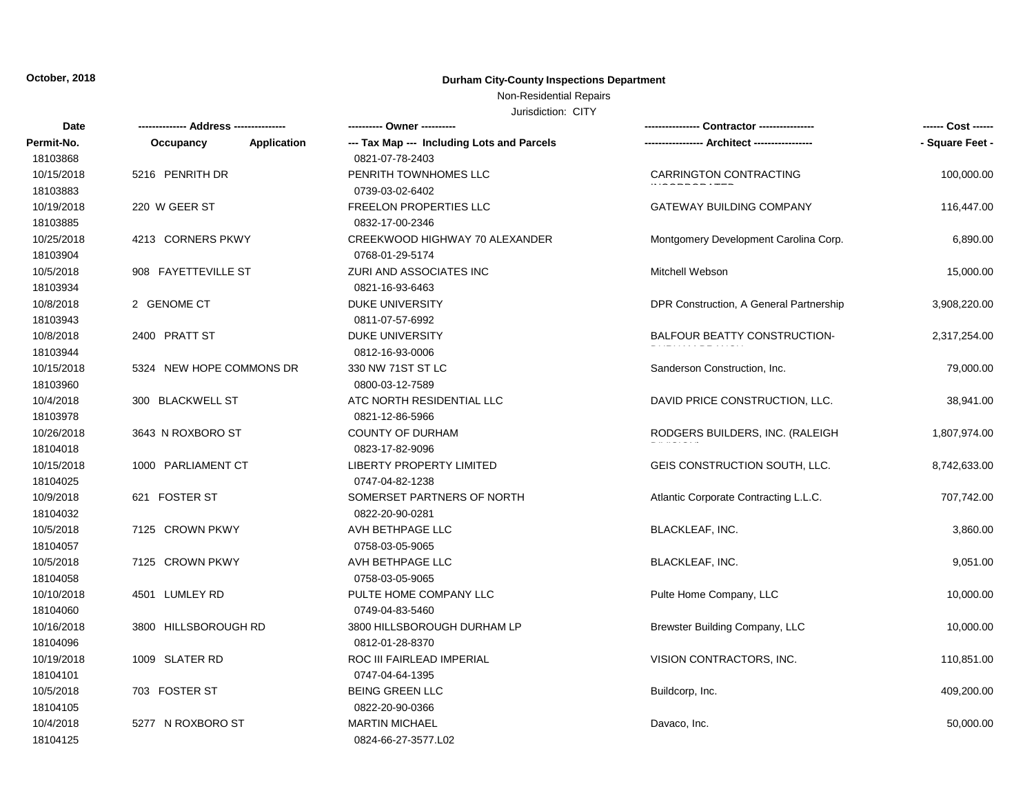October, 2018

**Durham City-County Inspections Department**

Non-Residential Repairs

Jurisdiction: CITY

| Date / Permit-No. | Address / Occupancy / Application | Owner / Tax Map --- Including Lots and Parcels | Contractor / Architect | Cost / Square Feet |
|---|---|---|---|---|
| 18103868 | | 0821-07-78-2403 | | |
| 10/15/2018 | 5216 PENRITH DR | PENRITH TOWNHOMES LLC | CARRINGTON CONTRACTING INCORPORATED | 100,000.00 |
| 18103883 | | 0739-03-02-6402 | | |
| 10/19/2018 | 220 W GEER ST | FREELON PROPERTIES LLC | GATEWAY BUILDING COMPANY | 116,447.00 |
| 18103885 | | 0832-17-00-2346 | | |
| 10/25/2018 | 4213 CORNERS PKWY | CREEKWOOD HIGHWAY 70 ALEXANDER | Montgomery Development Carolina Corp. | 6,890.00 |
| 18103904 | | 0768-01-29-5174 | | |
| 10/5/2018 | 908 FAYETTEVILLE ST | ZURI AND ASSOCIATES INC | Mitchell Webson | 15,000.00 |
| 18103934 | | 0821-16-93-6463 | | |
| 10/8/2018 | 2 GENOME CT | DUKE UNIVERSITY | DPR Construction, A General Partnership | 3,908,220.00 |
| 18103943 | | 0811-07-57-6992 | | |
| 10/8/2018 | 2400 PRATT ST | DUKE UNIVERSITY | BALFOUR BEATTY CONSTRUCTION-DURHAM BRANCH | 2,317,254.00 |
| 18103944 | | 0812-16-93-0006 | | |
| 10/15/2018 | 5324 NEW HOPE COMMONS DR | 330 NW 71ST ST LC | Sanderson Construction, Inc. | 79,000.00 |
| 18103960 | | 0800-03-12-7589 | | |
| 10/4/2018 | 300 BLACKWELL ST | ATC NORTH RESIDENTIAL LLC | DAVID PRICE CONSTRUCTION, LLC. | 38,941.00 |
| 18103978 | | 0821-12-86-5966 | | |
| 10/26/2018 | 3643 N ROXBORO ST | COUNTY OF DURHAM | RODGERS BUILDERS, INC. (RALEIGH DIVISION) | 1,807,974.00 |
| 18104018 | | 0823-17-82-9096 | | |
| 10/15/2018 | 1000 PARLIAMENT CT | LIBERTY PROPERTY LIMITED | GEIS CONSTRUCTION SOUTH, LLC. | 8,742,633.00 |
| 18104025 | | 0747-04-82-1238 | | |
| 10/9/2018 | 621 FOSTER ST | SOMERSET PARTNERS OF NORTH | Atlantic Corporate Contracting L.L.C. | 707,742.00 |
| 18104032 | | 0822-20-90-0281 | | |
| 10/5/2018 | 7125 CROWN PKWY | AVH BETHPAGE LLC | BLACKLEAF, INC. | 3,860.00 |
| 18104057 | | 0758-03-05-9065 | | |
| 10/5/2018 | 7125 CROWN PKWY | AVH BETHPAGE LLC | BLACKLEAF, INC. | 9,051.00 |
| 18104058 | | 0758-03-05-9065 | | |
| 10/10/2018 | 4501 LUMLEY RD | PULTE HOME COMPANY LLC | Pulte Home Company, LLC | 10,000.00 |
| 18104060 | | 0749-04-83-5460 | | |
| 10/16/2018 | 3800 HILLSBOROUGH RD | 3800 HILLSBOROUGH DURHAM LP | Brewster Building Company, LLC | 10,000.00 |
| 18104096 | | 0812-01-28-8370 | | |
| 10/19/2018 | 1009 SLATER RD | ROC III FAIRLEAD IMPERIAL | VISION CONTRACTORS, INC. | 110,851.00 |
| 18104101 | | 0747-04-64-1395 | | |
| 10/5/2018 | 703 FOSTER ST | BEING GREEN LLC | Buildcorp, Inc. | 409,200.00 |
| 18104105 | | 0822-20-90-0366 | | |
| 10/4/2018 | 5277 N ROXBORO ST | MARTIN MICHAEL | Davaco, Inc. | 50,000.00 |
| 18104125 | | 0824-66-27-3577.L02 | | |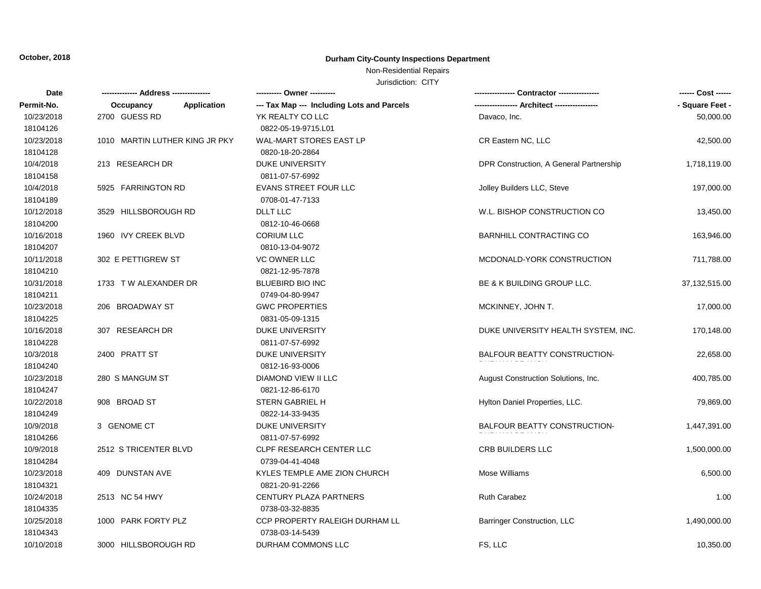October, 2018

**Durham City-County Inspections Department**

Non-Residential Repairs

Jurisdiction: CITY

| Date<br>Permit-No. | ------------- Address --------------<br>Occupancy Application | ---------- Owner ----------<br>--- Tax Map --- Including Lots and Parcels | ---------------- Contractor ----------------<br>----------------- Architect ----------------- | ------ Cost ------<br>- Square Feet - |
|---|---|---|---|---|
| 10/23/2018<br>18104126 | 2700 GUESS RD | YK REALTY CO LLC<br>0822-05-19-9715.L01 | Davaco, Inc. | 50,000.00 |
| 10/23/2018<br>18104128 | 1010 MARTIN LUTHER KING JR PKY | WAL-MART STORES EAST LP<br>0820-18-20-2864 | CR Eastern NC, LLC | 42,500.00 |
| 10/4/2018<br>18104158 | 213 RESEARCH DR | DUKE UNIVERSITY<br>0811-07-57-6992 | DPR Construction, A General Partnership | 1,718,119.00 |
| 10/4/2018<br>18104189 | 5925 FARRINGTON RD | EVANS STREET FOUR LLC<br>0708-01-47-7133 | Jolley Builders LLC, Steve | 197,000.00 |
| 10/12/2018<br>18104200 | 3529 HILLSBOROUGH RD | DLLT LLC<br>0812-10-46-0668 | W.L. BISHOP CONSTRUCTION CO | 13,450.00 |
| 10/16/2018<br>18104207 | 1960 IVY CREEK BLVD | CORIUM LLC<br>0810-13-04-9072 | BARNHILL CONTRACTING CO | 163,946.00 |
| 10/11/2018<br>18104210 | 302 E PETTIGREW ST | VC OWNER LLC<br>0821-12-95-7878 | MCDONALD-YORK CONSTRUCTION | 711,788.00 |
| 10/31/2018<br>18104211 | 1733 T W ALEXANDER DR | BLUEBIRD BIO INC<br>0749-04-80-9947 | BE & K BUILDING GROUP LLC. | 37,132,515.00 |
| 10/23/2018<br>18104225 | 206 BROADWAY ST | GWC PROPERTIES<br>0831-05-09-1315 | MCKINNEY, JOHN T. | 17,000.00 |
| 10/16/2018<br>18104228 | 307 RESEARCH DR | DUKE UNIVERSITY<br>0811-07-57-6992 | DUKE UNIVERSITY HEALTH SYSTEM, INC. | 170,148.00 |
| 10/3/2018<br>18104240 | 2400 PRATT ST | DUKE UNIVERSITY<br>0812-16-93-0006 | BALFOUR BEATTY CONSTRUCTION-DURHAM BRANCH | 22,658.00 |
| 10/23/2018<br>18104247 | 280 S MANGUM ST | DIAMOND VIEW II LLC<br>0821-12-86-6170 | August Construction Solutions, Inc. | 400,785.00 |
| 10/22/2018<br>18104249 | 908 BROAD ST | STERN GABRIEL H<br>0822-14-33-9435 | Hylton Daniel Properties, LLC. | 79,869.00 |
| 10/9/2018<br>18104266 | 3 GENOME CT | DUKE UNIVERSITY<br>0811-07-57-6992 | BALFOUR BEATTY CONSTRUCTION-DURHAM BRANCH | 1,447,391.00 |
| 10/9/2018<br>18104284 | 2512 S TRICENTER BLVD | CLPF RESEARCH CENTER LLC<br>0739-04-41-4048 | CRB BUILDERS LLC | 1,500,000.00 |
| 10/23/2018<br>18104321 | 409 DUNSTAN AVE | KYLES TEMPLE AME ZION CHURCH<br>0821-20-91-2266 | Mose Williams | 6,500.00 |
| 10/24/2018<br>18104335 | 2513 NC 54 HWY | CENTURY PLAZA PARTNERS<br>0738-03-32-8835 | Ruth Carabez | 1.00 |
| 10/25/2018<br>18104343 | 1000 PARK FORTY PLZ | CCP PROPERTY RALEIGH DURHAM LL<br>0738-03-14-5439 | Barringer Construction, LLC | 1,490,000.00 |
| 10/10/2018 | 3000 HILLSBOROUGH RD | DURHAM COMMONS LLC | FS, LLC | 10,350.00 |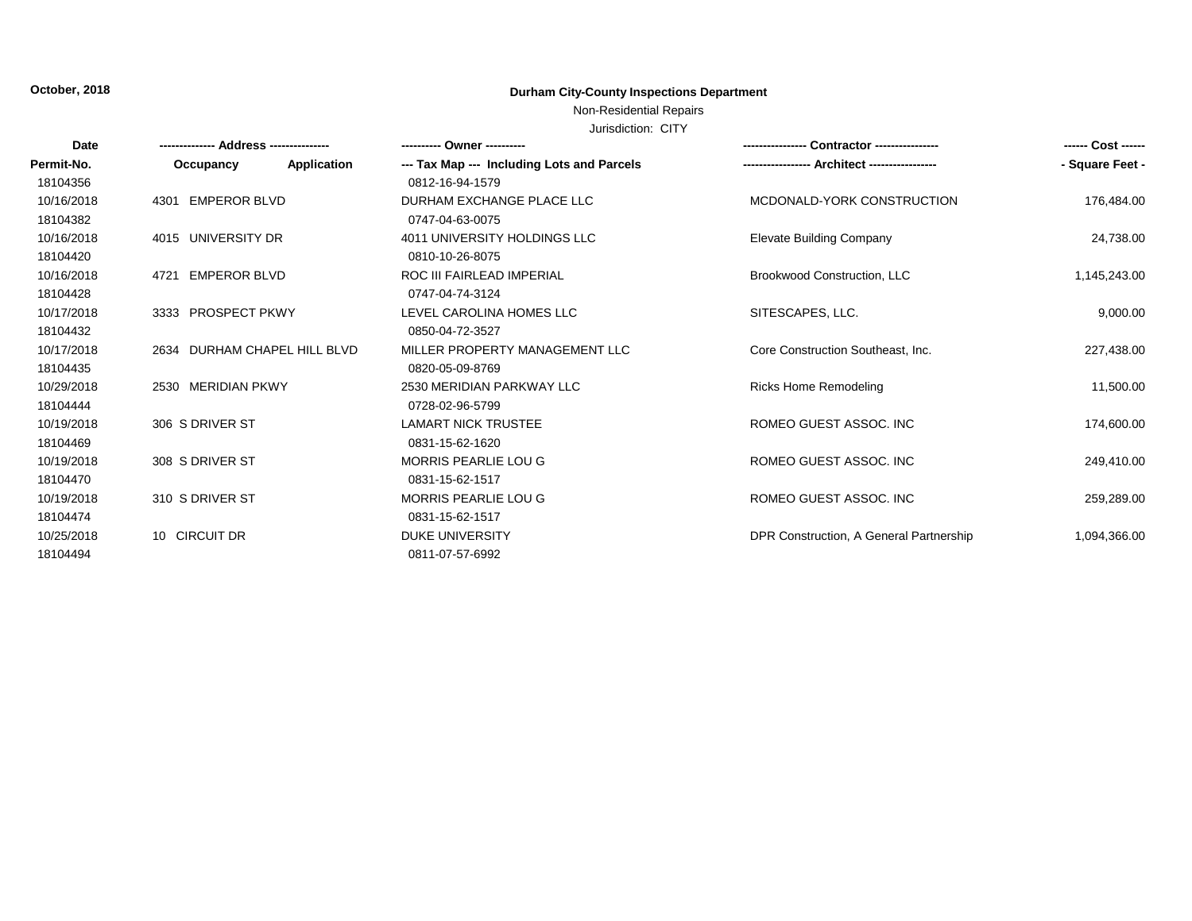October, 2018

**Durham City-County Inspections Department**

Non-Residential Repairs

Jurisdiction: CITY

| Date | ------------- Address -------------- | ---------- Owner ---------- | ---------------- Contractor ---------------- | ------ Cost ------ |
|---|---|---|---|---|
| Permit-No. | Occupancy Application | --- Tax Map --- Including Lots and Parcels | ----------------- Architect ----------------- | - Square Feet - |
| 18104356 | | 0812-16-94-1579 | | |
| 10/16/2018 | 4301 EMPEROR BLVD | DURHAM EXCHANGE PLACE LLC | MCDONALD-YORK CONSTRUCTION | 176,484.00 |
| 18104382 | | 0747-04-63-0075 | | |
| 10/16/2018 | 4015 UNIVERSITY DR | 4011 UNIVERSITY HOLDINGS LLC | Elevate Building Company | 24,738.00 |
| 18104420 | | 0810-10-26-8075 | | |
| 10/16/2018 | 4721 EMPEROR BLVD | ROC III FAIRLEAD IMPERIAL | Brookwood Construction, LLC | 1,145,243.00 |
| 18104428 | | 0747-04-74-3124 | | |
| 10/17/2018 | 3333 PROSPECT PKWY | LEVEL CAROLINA HOMES LLC | SITESCAPES, LLC. | 9,000.00 |
| 18104432 | | 0850-04-72-3527 | | |
| 10/17/2018 | 2634 DURHAM CHAPEL HILL BLVD | MILLER PROPERTY MANAGEMENT LLC | Core Construction Southeast, Inc. | 227,438.00 |
| 18104435 | | 0820-05-09-8769 | | |
| 10/29/2018 | 2530 MERIDIAN PKWY | 2530 MERIDIAN PARKWAY LLC | Ricks Home Remodeling | 11,500.00 |
| 18104444 | | 0728-02-96-5799 | | |
| 10/19/2018 | 306 S DRIVER ST | LAMART NICK TRUSTEE | ROMEO GUEST ASSOC. INC | 174,600.00 |
| 18104469 | | 0831-15-62-1620 | | |
| 10/19/2018 | 308 S DRIVER ST | MORRIS PEARLIE LOU G | ROMEO GUEST ASSOC. INC | 249,410.00 |
| 18104470 | | 0831-15-62-1517 | | |
| 10/19/2018 | 310 S DRIVER ST | MORRIS PEARLIE LOU G | ROMEO GUEST ASSOC. INC | 259,289.00 |
| 18104474 | | 0831-15-62-1517 | | |
| 10/25/2018 | 10 CIRCUIT DR | DUKE UNIVERSITY | DPR Construction, A General Partnership | 1,094,366.00 |
| 18104494 | | 0811-07-57-6992 | | |